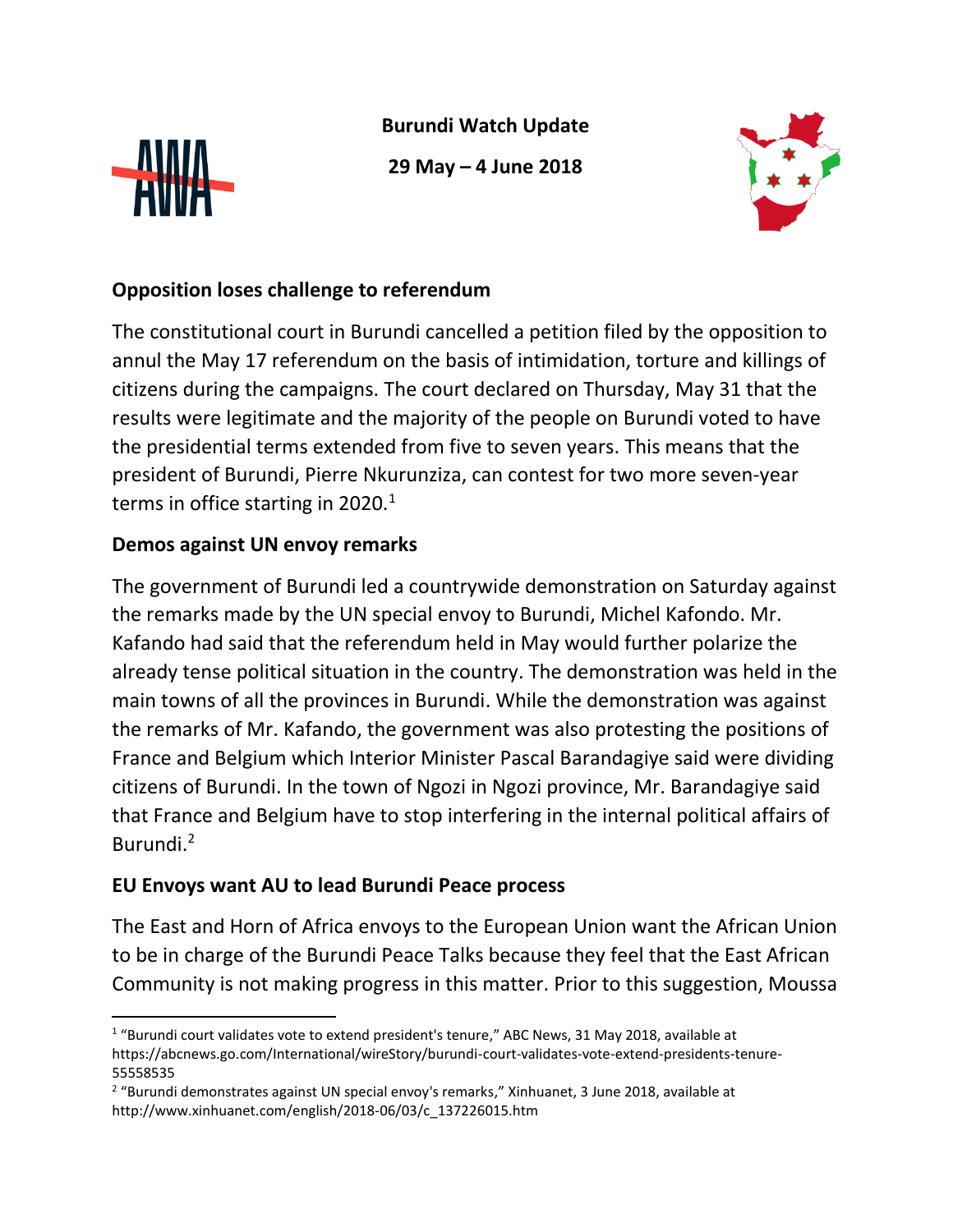**Burundi Watch Update**

**29 May – 4 June 2018**

## Opposition loses challenge to referendum

The constitutional court in Burundi cancelled a petition filed by the opposition to annul the May 17 referendum on the basis of intimidation, torture and killings of citizens during the campaigns. The court declared on Thursday, May 31 that the results were legitimate and the majority of the people on Burundi voted to have the presidential terms extended from five to seven years. This means that the president of Burundi, Pierre Nkurunziza, can contest for two more seven-year terms in office starting in 2020.[1]

## Demos against UN envoy remarks

The government of Burundi led a countrywide demonstration on Saturday against the remarks made by the UN special envoy to Burundi, Michel Kafondo. Mr. Kafando had said that the referendum held in May would further polarize the already tense political situation in the country. The demonstration was held in the main towns of all the provinces in Burundi. While the demonstration was against the remarks of Mr. Kafando, the government was also protesting the positions of France and Belgium which Interior Minister Pascal Barandagiye said were dividing citizens of Burundi. In the town of Ngozi in Ngozi province, Mr. Barandagiye said that France and Belgium have to stop interfering in the internal political affairs of Burundi.[2]

## EU Envoys want AU to lead Burundi Peace process

The East and Horn of Africa envoys to the European Union want the African Union to be in charge of the Burundi Peace Talks because they feel that the East African Community is not making progress in this matter. Prior to this suggestion, Moussa

---

[1] "Burundi court validates vote to extend president's tenure," ABC News, 31 May 2018, available at https://abcnews.go.com/International/wireStory/burundi-court-validates-vote-extend-presidents-tenure-55558535

[2] "Burundi demonstrates against UN special envoy's remarks," Xinhuanet, 3 June 2018, available at http://www.xinhuanet.com/english/2018-06/03/c_137226015.htm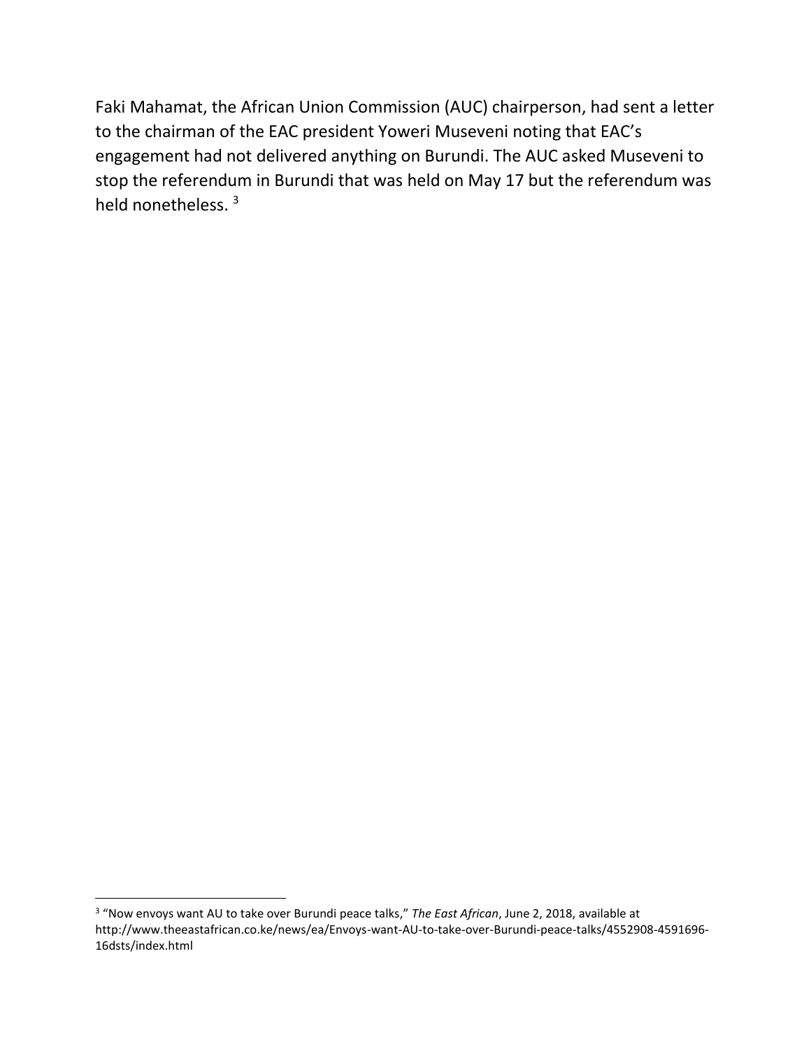Faki Mahamat, the African Union Commission (AUC) chairperson, had sent a letter to the chairman of the EAC president Yoweri Museveni noting that EAC's engagement had not delivered anything on Burundi. The AUC asked Museveni to stop the referendum in Burundi that was held on May 17 but the referendum was held nonetheless. [3]

---

[3] "Now envoys want AU to take over Burundi peace talks," *The East African*, June 2, 2018, available at http://www.theeastafrican.co.ke/news/ea/Envoys-want-AU-to-take-over-Burundi-peace-talks/4552908-4591696-16dsts/index.html